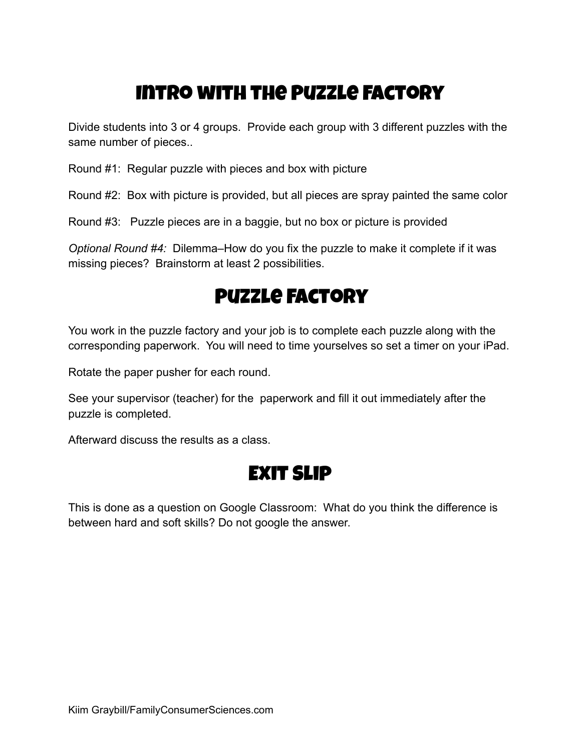# Intro with the Puzzle Factory

Divide students into 3 or 4 groups. Provide each group with 3 different puzzles with the same number of pieces..

Round #1: Regular puzzle with pieces and box with picture

Round #2: Box with picture is provided, but all pieces are spray painted the same color

Round #3: Puzzle pieces are in a baggie, but no box or picture is provided

*Optional Round #4:* Dilemma–How do you fix the puzzle to make it complete if it was missing pieces? Brainstorm at least 2 possibilities.

# Puzzle Factory

You work in the puzzle factory and your job is to complete each puzzle along with the corresponding paperwork. You will need to time yourselves so set a timer on your iPad.

Rotate the paper pusher for each round.

See your supervisor (teacher) for the paperwork and fill it out immediately after the puzzle is completed.

Afterward discuss the results as a class.

# Exit Slip

This is done as a question on Google Classroom: What do you think the difference is between hard and soft skills? Do not google the answer.

Kiim Graybill/FamilyConsumerSciences.com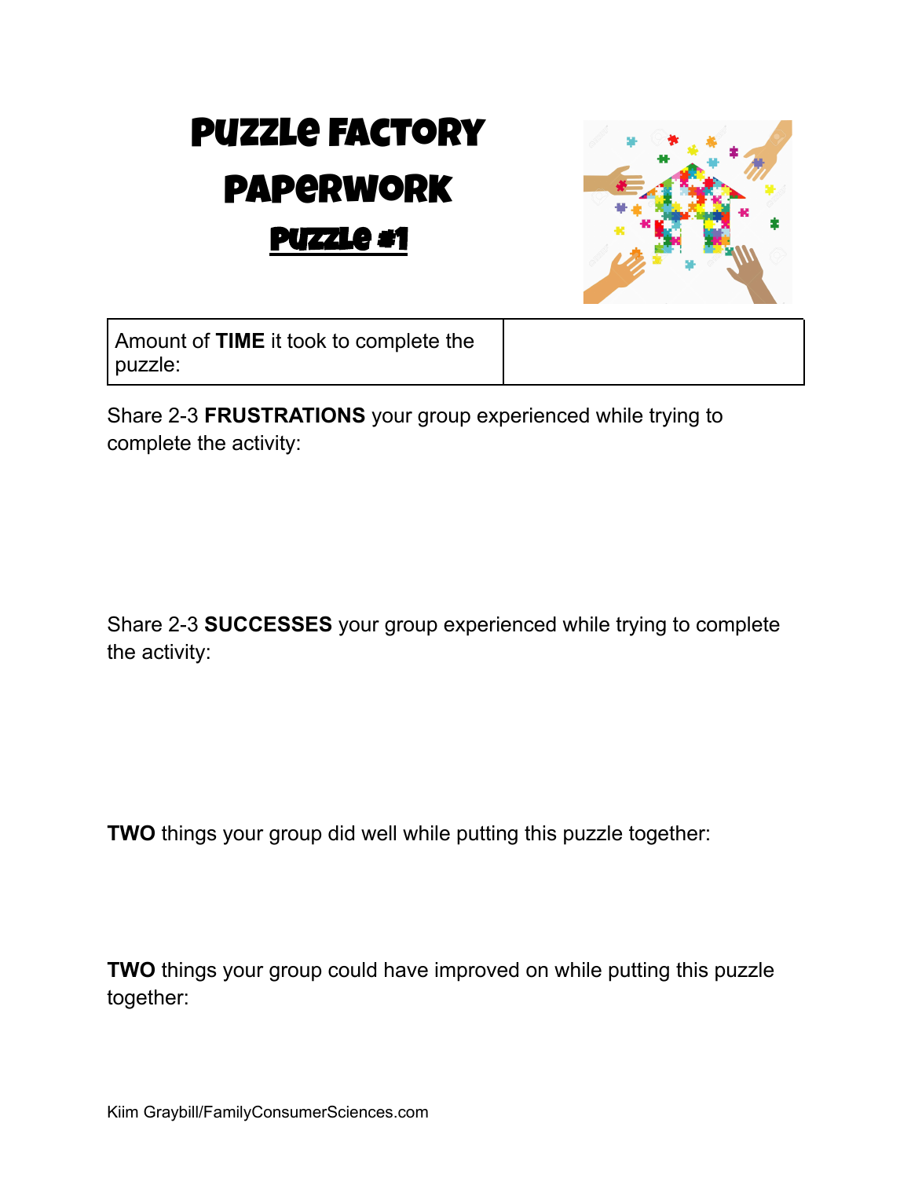# Puzzle Factory Paperwork

## Puzzle #1

| Amount of **TIME** it took to complete the puzzle: | |
|---|---|

Share 2-3 **FRUSTRATIONS** your group experienced while trying to complete the activity:

Share 2-3 **SUCCESSES** your group experienced while trying to complete the activity:

**TWO** things your group did well while putting this puzzle together:

**TWO** things your group could have improved on while putting this puzzle together:

Kiim Graybill/FamilyConsumerSciences.com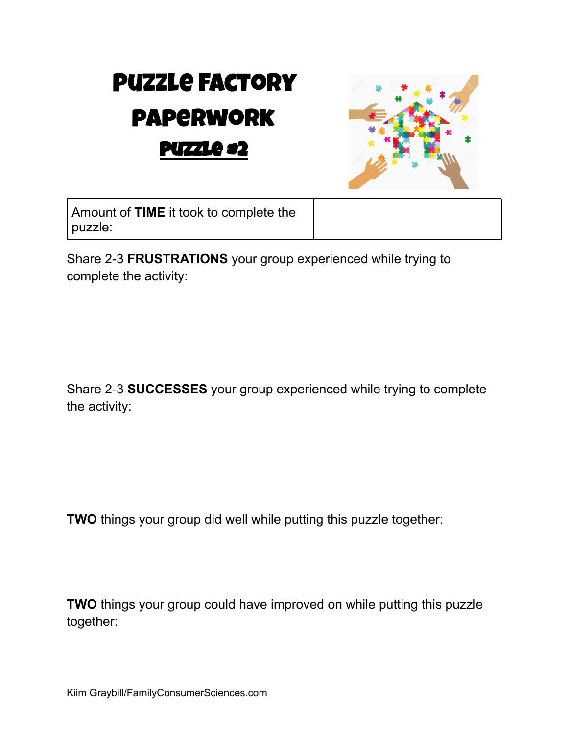# Puzzle Factory Paperwork

## Puzzle #2

| Amount of **TIME** it took to complete the puzzle: | |
|---|---|

Share 2-3 **FRUSTRATIONS** your group experienced while trying to complete the activity:

Share 2-3 **SUCCESSES** your group experienced while trying to complete the activity:

**TWO** things your group did well while putting this puzzle together:

**TWO** things your group could have improved on while putting this puzzle together:

Kiim Graybill/FamilyConsumerSciences.com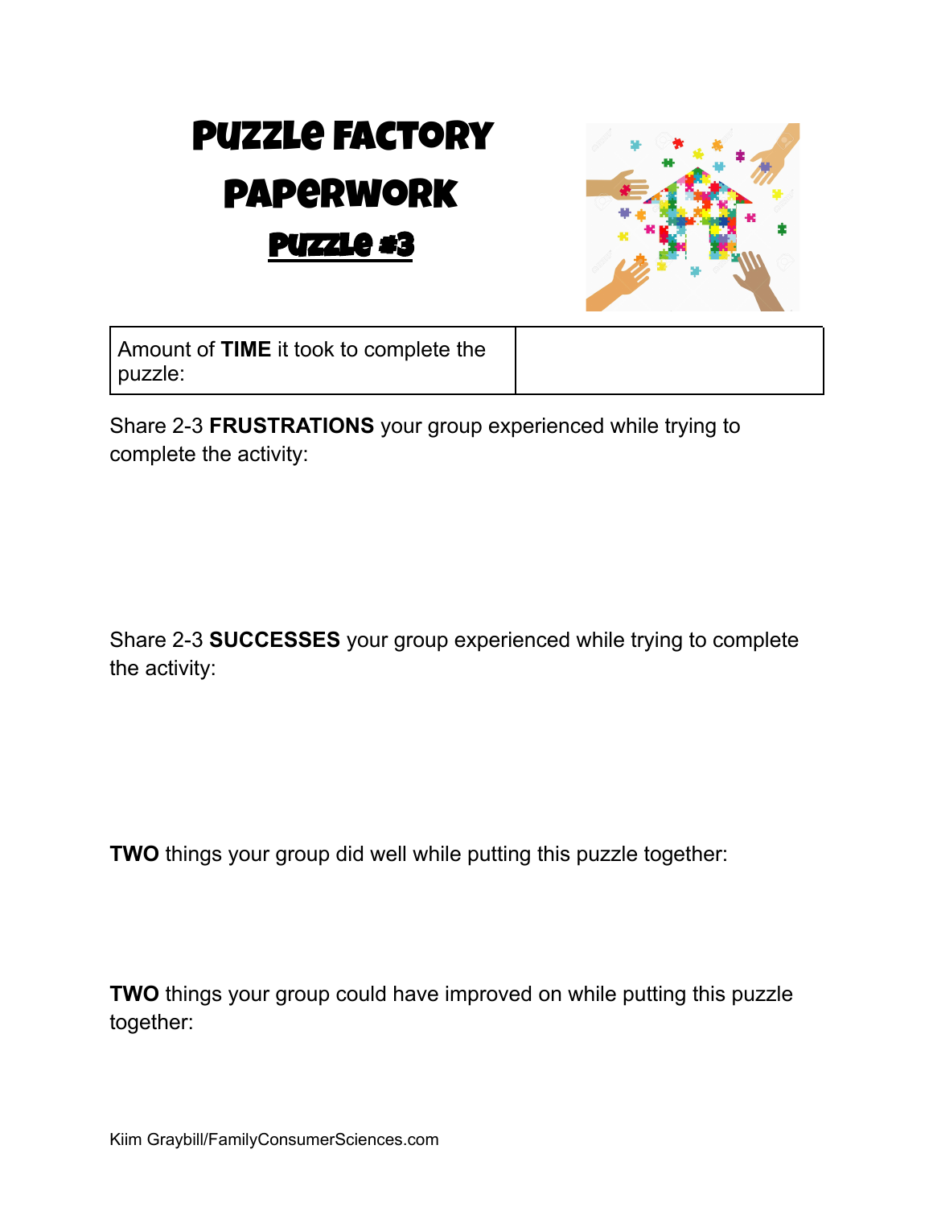# Puzzle Factory Paperwork

## Puzzle #3

| Amount of **TIME** it took to complete the puzzle: | |
|---|---|

Share 2-3 **FRUSTRATIONS** your group experienced while trying to complete the activity:

Share 2-3 **SUCCESSES** your group experienced while trying to complete the activity:

**TWO** things your group did well while putting this puzzle together:

**TWO** things your group could have improved on while putting this puzzle together:

Kiim Graybill/FamilyConsumerSciences.com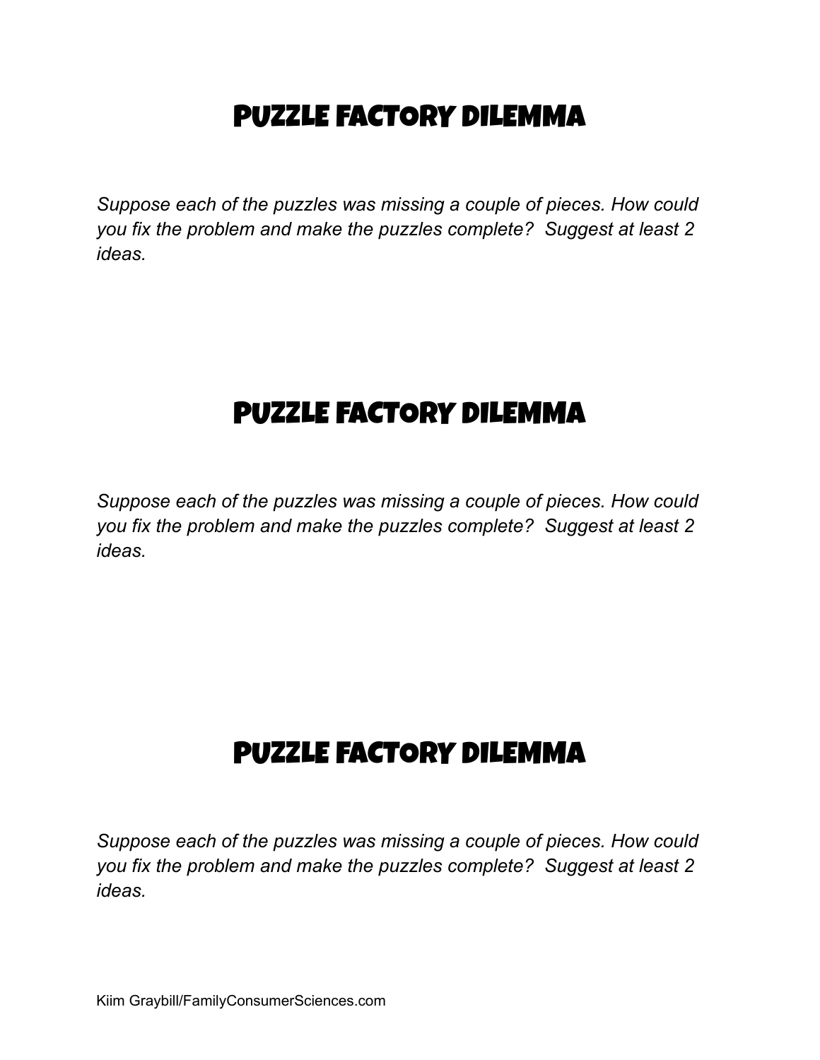# Puzzle Factory Dilemma

*Suppose each of the puzzles was missing a couple of pieces. How could you fix the problem and make the puzzles complete? Suggest at least 2 ideas.*

# Puzzle Factory Dilemma

*Suppose each of the puzzles was missing a couple of pieces. How could you fix the problem and make the puzzles complete? Suggest at least 2 ideas.*

# Puzzle Factory Dilemma

*Suppose each of the puzzles was missing a couple of pieces. How could you fix the problem and make the puzzles complete? Suggest at least 2 ideas.*

Kiim Graybill/FamilyConsumerSciences.com